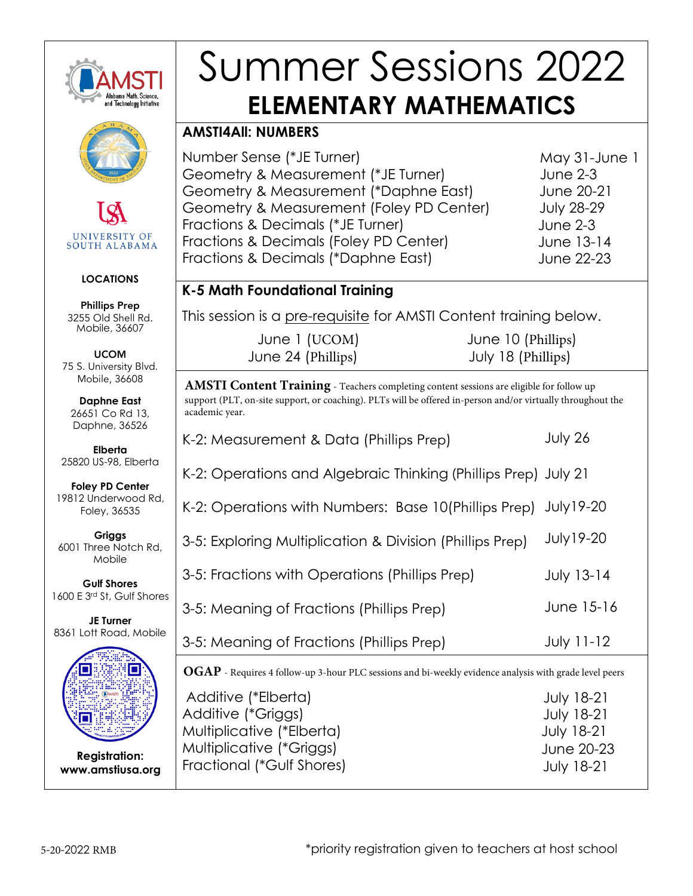# Summer Sessions 2022

## ELEMENTARY MATHEMATICS

### AMSTI4All: NUMBERS

| Session | Dates |
| --- | --- |
| Number Sense (*JE Turner) | May 31-June 1 |
| Geometry & Measurement (*JE Turner) | June 2-3 |
| Geometry & Measurement (*Daphne East) | June 20-21 |
| Geometry & Measurement (Foley PD Center) | July 28-29 |
| Fractions & Decimals (*JE Turner) | June 2-3 |
| Fractions & Decimals (Foley PD Center) | June 13-14 |
| Fractions & Decimals (*Daphne East) | June 22-23 |

### K-5 Math Foundational Training

This session is a pre-requisite for AMSTI Content training below.

- June 1 (UCOM)
- June 10 (Phillips)
- June 24 (Phillips)
- July 18 (Phillips)

### AMSTI Content Training

Teachers completing content sessions are eligible for follow up support (PLT, on-site support, or coaching). PLTs will be offered in-person and/or virtually throughout the academic year.

| Session | Dates |
| --- | --- |
| K-2: Measurement & Data (Phillips Prep) | July 26 |
| K-2: Operations and Algebraic Thinking (Phillips Prep) | July 21 |
| K-2: Operations with Numbers: Base 10(Phillips Prep) | July19-20 |
| 3-5: Exploring Multiplication & Division (Phillips Prep) | July19-20 |
| 3-5: Fractions with Operations (Phillips Prep) | July 13-14 |
| 3-5: Meaning of Fractions (Phillips Prep) | June 15-16 |
| 3-5: Meaning of Fractions (Phillips Prep) | July 11-12 |

### OGAP

Requires 4 follow-up 3-hour PLC sessions and bi-weekly evidence analysis with grade level peers

| Session | Dates |
| --- | --- |
| Additive (*Elberta) | July 18-21 |
| Additive (*Griggs) | July 18-21 |
| Multiplicative (*Elberta) | July 18-21 |
| Multiplicative (*Griggs) | June 20-23 |
| Fractional (*Gulf Shores) | July 18-21 |

### LOCATIONS

**Phillips Prep**
3255 Old Shell Rd.
Mobile, 36607

**UCOM**
75 S. University Blvd.
Mobile, 36608

**Daphne East**
26651 Co Rd 13,
Daphne, 36526

**Elberta**
25820 US-98, Elberta

**Foley PD Center**
19812 Underwood Rd,
Foley, 36535

**Griggs**
6001 Three Notch Rd,
Mobile

**Gulf Shores**
1600 E 3rd St, Gulf Shores

**JE Turner**
8361 Lott Road, Mobile

**Registration:**
**www.amstiusa.org**

*priority registration given to teachers at host school

5-20-2022 RMB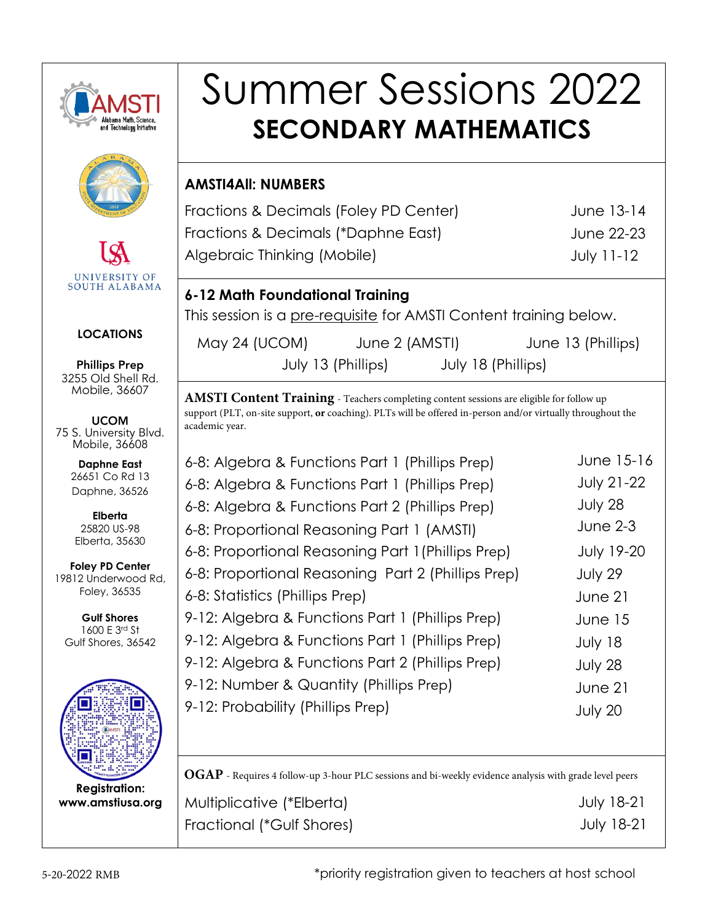# Summer Sessions 2022

## SECONDARY MATHEMATICS

### AMSTI4All: NUMBERS

| | |
|---|---|
| Fractions & Decimals (Foley PD Center) | June 13-14 |
| Fractions & Decimals (*Daphne East) | June 22-23 |
| Algebraic Thinking (Mobile) | July 11-12 |

### 6-12 Math Foundational Training

This session is a pre-requisite for AMSTI Content training below.

May 24 (UCOM) June 2 (AMSTI) June 13 (Phillips)
July 13 (Phillips) July 18 (Phillips)

**AMSTI Content Training** - Teachers completing content sessions are eligible for follow up support (PLT, on-site support, **or** coaching). PLTs will be offered in-person and/or virtually throughout the academic year.

| | |
|---|---|
| 6-8: Algebra & Functions Part 1 (Phillips Prep) | June 15-16 |
| 6-8: Algebra & Functions Part 1 (Phillips Prep) | July 21-22 |
| 6-8: Algebra & Functions Part 2 (Phillips Prep) | July 28 |
| 6-8: Proportional Reasoning Part 1 (AMSTI) | June 2-3 |
| 6-8: Proportional Reasoning Part 1(Phillips Prep) | July 19-20 |
| 6-8: Proportional Reasoning Part 2 (Phillips Prep) | July 29 |
| 6-8: Statistics (Phillips Prep) | June 21 |
| 9-12: Algebra & Functions Part 1 (Phillips Prep) | June 15 |
| 9-12: Algebra & Functions Part 1 (Phillips Prep) | July 18 |
| 9-12: Algebra & Functions Part 2 (Phillips Prep) | July 28 |
| 9-12: Number & Quantity (Phillips Prep) | June 21 |
| 9-12: Probability (Phillips Prep) | July 20 |

**OGAP** - Requires 4 follow-up 3-hour PLC sessions and bi-weekly evidence analysis with grade level peers

| | |
|---|---|
| Multiplicative (*Elberta) | July 18-21 |
| Fractional (*Gulf Shores) | July 18-21 |

**LOCATIONS**

**Phillips Prep**
3255 Old Shell Rd.
Mobile, 36607

**UCOM**
75 S. University Blvd.
Mobile, 36608

**Daphne East**
26651 Co Rd 13
Daphne, 36526

**Elberta**
25820 US-98
Elberta, 35630

**Foley PD Center**
19812 Underwood Rd,
Foley, 36535

**Gulf Shores**
1600 E 3rd St
Gulf Shores, 36542

**Registration:**
**www.amstiusa.org**

5-20-2022 RMB

*priority registration given to teachers at host school